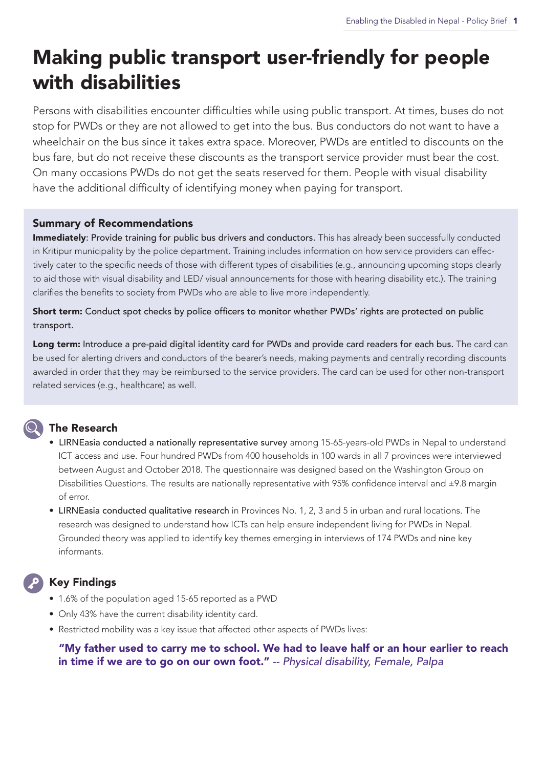# Making public transport user-friendly for people with disabilities

Persons with disabilities encounter difficulties while using public transport. At times, buses do not stop for PWDs or they are not allowed to get into the bus. Bus conductors do not want to have a wheelchair on the bus since it takes extra space. Moreover, PWDs are entitled to discounts on the bus fare, but do not receive these discounts as the transport service provider must bear the cost. On many occasions PWDs do not get the seats reserved for them. People with visual disability have the additional difficulty of identifying money when paying for transport.

### Summary of Recommendations

**Immediately**: Provide training for public bus drivers and conductors. This has already been successfully conducted in Kritipur municipality by the police department. Training includes information on how service providers can effectively cater to the specific needs of those with different types of disabilities (e.g., announcing upcoming stops clearly to aid those with visual disability and LED/ visual announcements for those with hearing disability etc.). The training clarifies the benefits to society from PWDs who are able to live more independently.

**Short term:** Conduct spot checks by police officers to monitor whether PWDs' rights are protected on public transport.

**Long term:** Introduce a pre-paid digital identity card for PWDs and provide card readers for each bus. The card can be used for alerting drivers and conductors of the bearer's needs, making payments and centrally recording discounts awarded in order that they may be reimbursed to the service providers. The card can be used for other non-transport related services (e.g., healthcare) as well.

## The Research

- LIRNEasia conducted a nationally representative survey among 15-65-years-old PWDs in Nepal to understand ICT access and use. Four hundred PWDs from 400 households in 100 wards in all 7 provinces were interviewed between August and October 2018. The questionnaire was designed based on the Washington Group on Disabilities Questions. The results are nationally representative with 95% confidence interval and ±9.8 margin of error.
- LIRNEasia conducted qualitative research in Provinces No. 1, 2, 3 and 5 in urban and rural locations. The research was designed to understand how ICTs can help ensure independent living for PWDs in Nepal. Grounded theory was applied to identify key themes emerging in interviews of 174 PWDs and nine key informants.

## Key Findings

- 1.6% of the population aged 15-65 reported as a PWD
- Only 43% have the current disability identity card.
- Restricted mobility was a key issue that affected other aspects of PWDs lives:

> **"My father used to carry me to school. We had to leave half or an hour earlier to reach in time if we are to go on our own foot."** -- *Physical disability, Female, Palpa*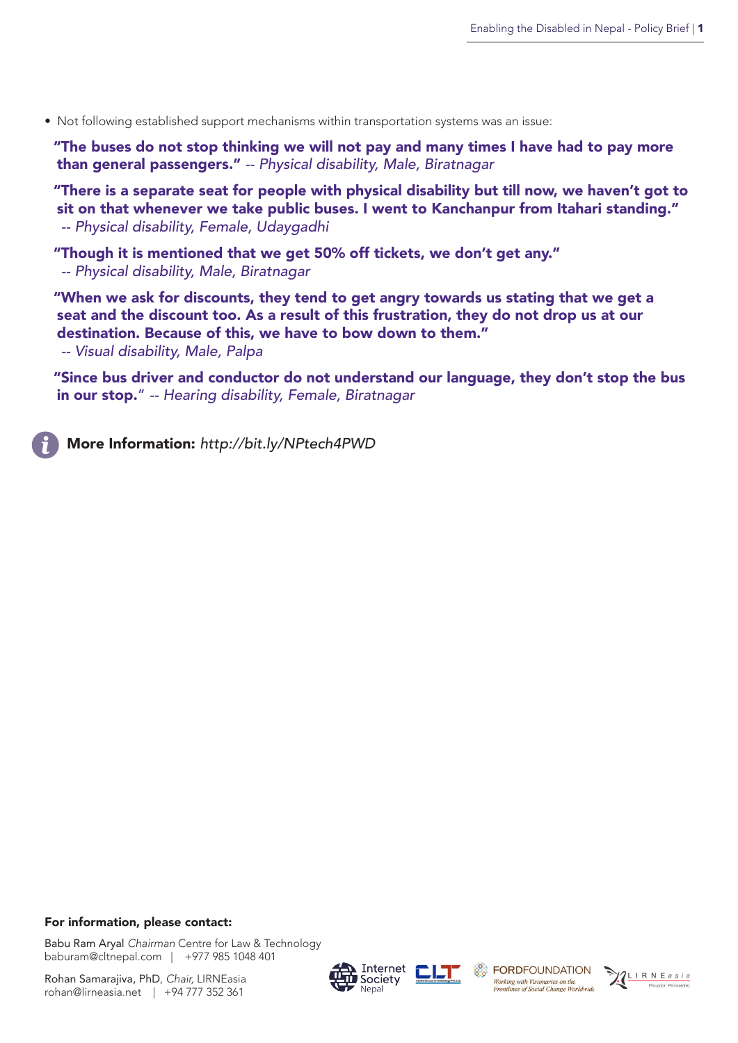- Not following established support mechanisms within transportation systems was an issue:

**"The buses do not stop thinking we will not pay and many times I have had to pay more than general passengers."** *-- Physical disability, Male, Biratnagar*

**"There is a separate seat for people with physical disability but till now, we haven't got to sit on that whenever we take public buses. I went to Kanchanpur from Itahari standing."** *-- Physical disability, Female, Udaygadhi*

**"Though it is mentioned that we get 50% off tickets, we don't get any."** *-- Physical disability, Male, Biratnagar*

**"When we ask for discounts, they tend to get angry towards us stating that we get a seat and the discount too. As a result of this frustration, they do not drop us at our destination. Because of this, we have to bow down to them."** *-- Visual disability, Male, Palpa*

**"Since bus driver and conductor do not understand our language, they don't stop the bus in our stop."** *-- Hearing disability, Female, Biratnagar*

**More Information:** *http://bit.ly/NPtech4PWD*

**For information, please contact:**

Babu Ram Aryal *Chairman* Centre for Law & Technology
baburam@cltnepal.com | +977 985 1048 401

Rohan Samarajiva, PhD, *Chair,* LIRNEasia
rohan@lirneasia.net | +94 777 352 361

Internet Society Nepal | CLT | FORDFOUNDATION *Working with Visionaries on the Frontlines of Social Change Worldwide* | LIRNEasia *Pro-poor. Pro-market.*